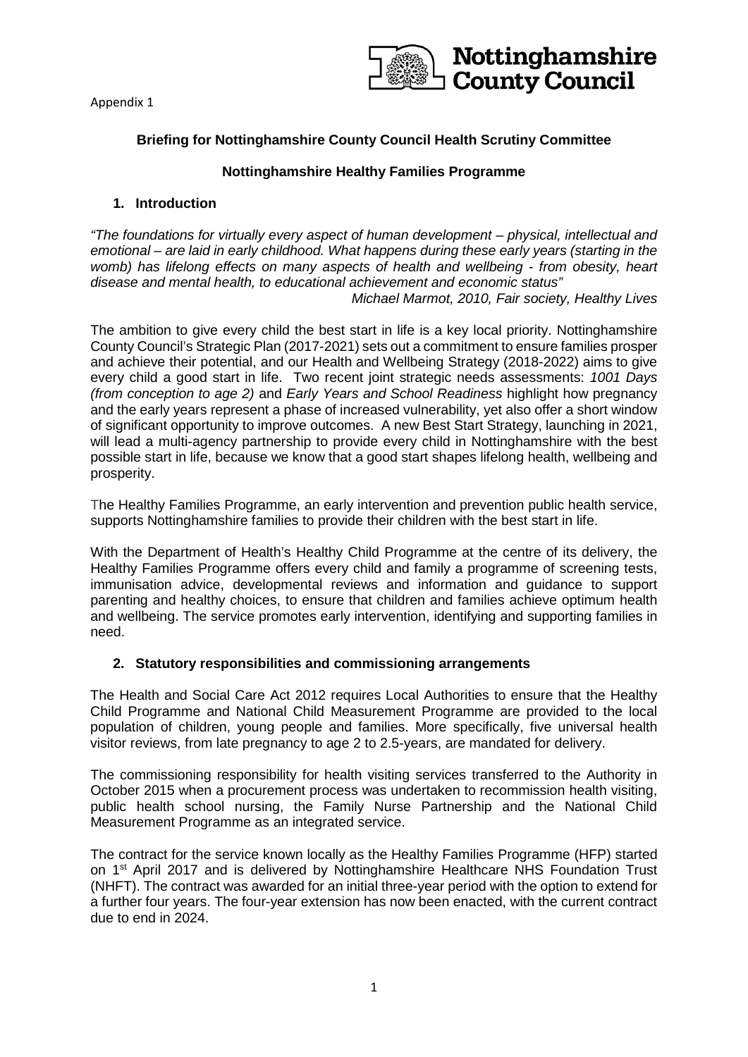Appendix 1

Nottinghamshire County Council

**Briefing for Nottinghamshire County Council Health Scrutiny Committee**

**Nottinghamshire Healthy Families Programme**

## 1. Introduction

*"The foundations for virtually every aspect of human development – physical, intellectual and emotional – are laid in early childhood. What happens during these early years (starting in the womb) has lifelong effects on many aspects of health and wellbeing - from obesity, heart disease and mental health, to educational achievement and economic status"*

*Michael Marmot, 2010, Fair society, Healthy Lives*

The ambition to give every child the best start in life is a key local priority. Nottinghamshire County Council's Strategic Plan (2017-2021) sets out a commitment to ensure families prosper and achieve their potential, and our Health and Wellbeing Strategy (2018-2022) aims to give every child a good start in life. Two recent joint strategic needs assessments: *1001 Days (from conception to age 2)* and *Early Years and School Readiness* highlight how pregnancy and the early years represent a phase of increased vulnerability, yet also offer a short window of significant opportunity to improve outcomes. A new Best Start Strategy, launching in 2021, will lead a multi-agency partnership to provide every child in Nottinghamshire with the best possible start in life, because we know that a good start shapes lifelong health, wellbeing and prosperity.

The Healthy Families Programme, an early intervention and prevention public health service, supports Nottinghamshire families to provide their children with the best start in life.

With the Department of Health's Healthy Child Programme at the centre of its delivery, the Healthy Families Programme offers every child and family a programme of screening tests, immunisation advice, developmental reviews and information and guidance to support parenting and healthy choices, to ensure that children and families achieve optimum health and wellbeing. The service promotes early intervention, identifying and supporting families in need.

## 2. Statutory responsibilities and commissioning arrangements

The Health and Social Care Act 2012 requires Local Authorities to ensure that the Healthy Child Programme and National Child Measurement Programme are provided to the local population of children, young people and families. More specifically, five universal health visitor reviews, from late pregnancy to age 2 to 2.5-years, are mandated for delivery.

The commissioning responsibility for health visiting services transferred to the Authority in October 2015 when a procurement process was undertaken to recommission health visiting, public health school nursing, the Family Nurse Partnership and the National Child Measurement Programme as an integrated service.

The contract for the service known locally as the Healthy Families Programme (HFP) started on 1st April 2017 and is delivered by Nottinghamshire Healthcare NHS Foundation Trust (NHFT). The contract was awarded for an initial three-year period with the option to extend for a further four years. The four-year extension has now been enacted, with the current contract due to end in 2024.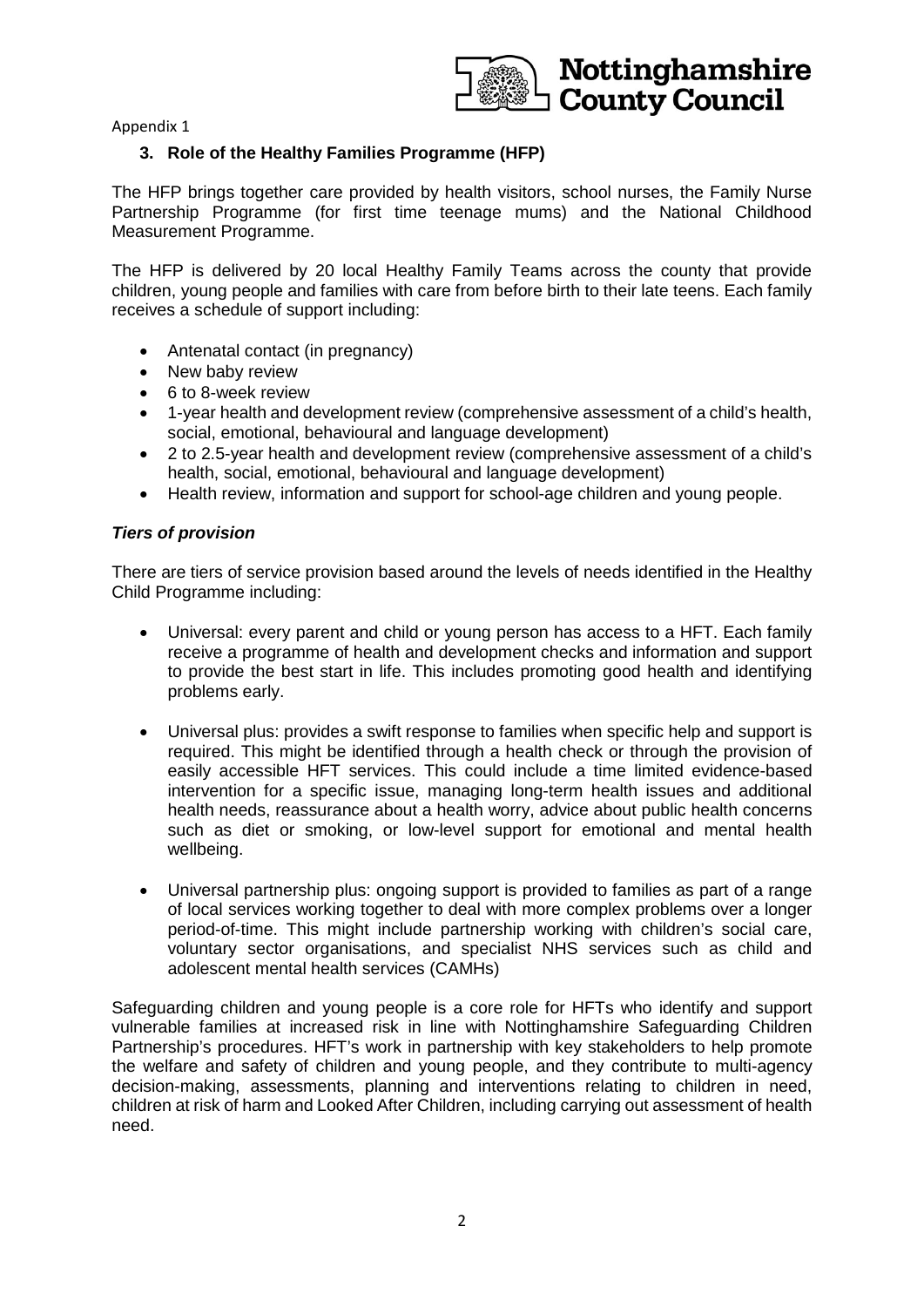Appendix 1

### 3. Role of the Healthy Families Programme (HFP)

The HFP brings together care provided by health visitors, school nurses, the Family Nurse Partnership Programme (for first time teenage mums) and the National Childhood Measurement Programme.

The HFP is delivered by 20 local Healthy Family Teams across the county that provide children, young people and families with care from before birth to their late teens. Each family receives a schedule of support including:

- Antenatal contact (in pregnancy)
- New baby review
- 6 to 8-week review
- 1-year health and development review (comprehensive assessment of a child's health, social, emotional, behavioural and language development)
- 2 to 2.5-year health and development review (comprehensive assessment of a child's health, social, emotional, behavioural and language development)
- Health review, information and support for school-age children and young people.

#### *Tiers of provision*

There are tiers of service provision based around the levels of needs identified in the Healthy Child Programme including:

- Universal: every parent and child or young person has access to a HFT. Each family receive a programme of health and development checks and information and support to provide the best start in life. This includes promoting good health and identifying problems early.

- Universal plus: provides a swift response to families when specific help and support is required. This might be identified through a health check or through the provision of easily accessible HFT services. This could include a time limited evidence-based intervention for a specific issue, managing long-term health issues and additional health needs, reassurance about a health worry, advice about public health concerns such as diet or smoking, or low-level support for emotional and mental health wellbeing.

- Universal partnership plus: ongoing support is provided to families as part of a range of local services working together to deal with more complex problems over a longer period-of-time. This might include partnership working with children's social care, voluntary sector organisations, and specialist NHS services such as child and adolescent mental health services (CAMHs)

Safeguarding children and young people is a core role for HFTs who identify and support vulnerable families at increased risk in line with Nottinghamshire Safeguarding Children Partnership's procedures. HFT's work in partnership with key stakeholders to help promote the welfare and safety of children and young people, and they contribute to multi-agency decision-making, assessments, planning and interventions relating to children in need, children at risk of harm and Looked After Children, including carrying out assessment of health need.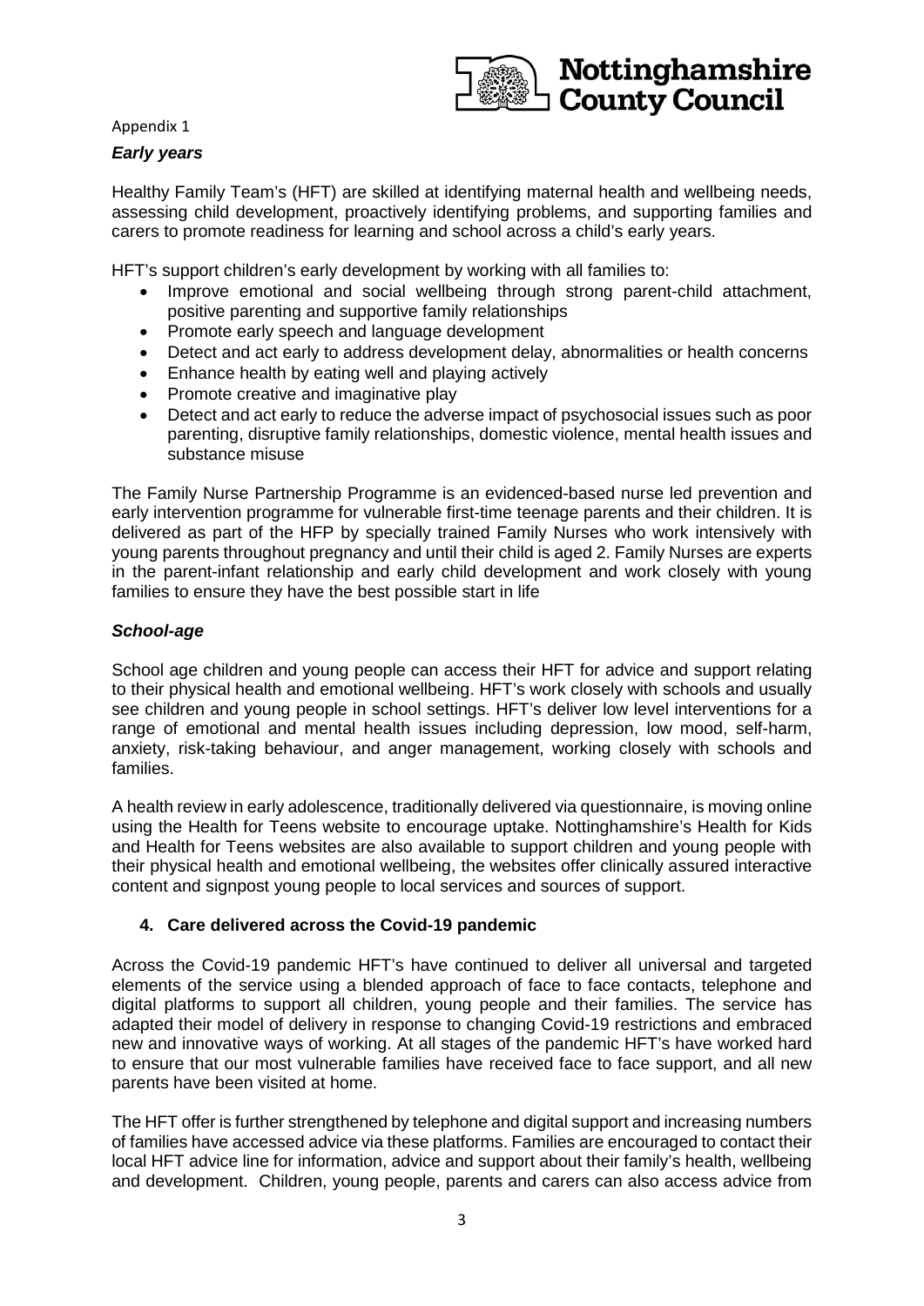Appendix 1

***Early years***

Healthy Family Team's (HFT) are skilled at identifying maternal health and wellbeing needs, assessing child development, proactively identifying problems, and supporting families and carers to promote readiness for learning and school across a child's early years.

HFT's support children's early development by working with all families to:

- Improve emotional and social wellbeing through strong parent-child attachment, positive parenting and supportive family relationships
- Promote early speech and language development
- Detect and act early to address development delay, abnormalities or health concerns
- Enhance health by eating well and playing actively
- Promote creative and imaginative play
- Detect and act early to reduce the adverse impact of psychosocial issues such as poor parenting, disruptive family relationships, domestic violence, mental health issues and substance misuse

The Family Nurse Partnership Programme is an evidenced-based nurse led prevention and early intervention programme for vulnerable first-time teenage parents and their children. It is delivered as part of the HFP by specially trained Family Nurses who work intensively with young parents throughout pregnancy and until their child is aged 2. Family Nurses are experts in the parent-infant relationship and early child development and work closely with young families to ensure they have the best possible start in life

***School-age***

School age children and young people can access their HFT for advice and support relating to their physical health and emotional wellbeing. HFT's work closely with schools and usually see children and young people in school settings. HFT's deliver low level interventions for a range of emotional and mental health issues including depression, low mood, self-harm, anxiety, risk-taking behaviour, and anger management, working closely with schools and families.

A health review in early adolescence, traditionally delivered via questionnaire, is moving online using the Health for Teens website to encourage uptake. Nottinghamshire's Health for Kids and Health for Teens websites are also available to support children and young people with their physical health and emotional wellbeing, the websites offer clinically assured interactive content and signpost young people to local services and sources of support.

## 4. Care delivered across the Covid-19 pandemic

Across the Covid-19 pandemic HFT's have continued to deliver all universal and targeted elements of the service using a blended approach of face to face contacts, telephone and digital platforms to support all children, young people and their families. The service has adapted their model of delivery in response to changing Covid-19 restrictions and embraced new and innovative ways of working. At all stages of the pandemic HFT's have worked hard to ensure that our most vulnerable families have received face to face support, and all new parents have been visited at home.

The HFT offer is further strengthened by telephone and digital support and increasing numbers of families have accessed advice via these platforms. Families are encouraged to contact their local HFT advice line for information, advice and support about their family's health, wellbeing and development. Children, young people, parents and carers can also access advice from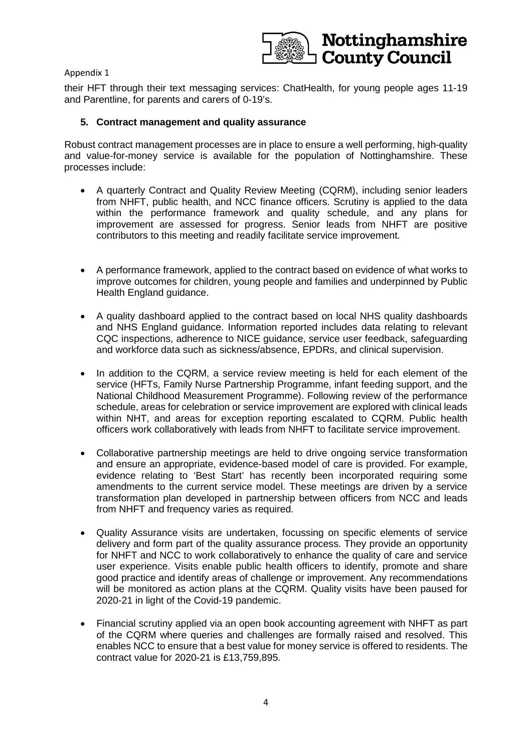their HFT through their text messaging services: ChatHealth, for young people ages 11-19 and Parentline, for parents and carers of 0-19's.

## 5. Contract management and quality assurance

Robust contract management processes are in place to ensure a well performing, high-quality and value-for-money service is available for the population of Nottinghamshire. These processes include:

- A quarterly Contract and Quality Review Meeting (CQRM), including senior leaders from NHFT, public health, and NCC finance officers. Scrutiny is applied to the data within the performance framework and quality schedule, and any plans for improvement are assessed for progress. Senior leads from NHFT are positive contributors to this meeting and readily facilitate service improvement.

- A performance framework, applied to the contract based on evidence of what works to improve outcomes for children, young people and families and underpinned by Public Health England guidance.

- A quality dashboard applied to the contract based on local NHS quality dashboards and NHS England guidance. Information reported includes data relating to relevant CQC inspections, adherence to NICE guidance, service user feedback, safeguarding and workforce data such as sickness/absence, EPDRs, and clinical supervision.

- In addition to the CQRM, a service review meeting is held for each element of the service (HFTs, Family Nurse Partnership Programme, infant feeding support, and the National Childhood Measurement Programme). Following review of the performance schedule, areas for celebration or service improvement are explored with clinical leads within NHT, and areas for exception reporting escalated to CQRM. Public health officers work collaboratively with leads from NHFT to facilitate service improvement.

- Collaborative partnership meetings are held to drive ongoing service transformation and ensure an appropriate, evidence-based model of care is provided. For example, evidence relating to 'Best Start' has recently been incorporated requiring some amendments to the current service model. These meetings are driven by a service transformation plan developed in partnership between officers from NCC and leads from NHFT and frequency varies as required.

- Quality Assurance visits are undertaken, focussing on specific elements of service delivery and form part of the quality assurance process. They provide an opportunity for NHFT and NCC to work collaboratively to enhance the quality of care and service user experience. Visits enable public health officers to identify, promote and share good practice and identify areas of challenge or improvement. Any recommendations will be monitored as action plans at the CQRM. Quality visits have been paused for 2020-21 in light of the Covid-19 pandemic.

- Financial scrutiny applied via an open book accounting agreement with NHFT as part of the CQRM where queries and challenges are formally raised and resolved. This enables NCC to ensure that a best value for money service is offered to residents. The contract value for 2020-21 is £13,759,895.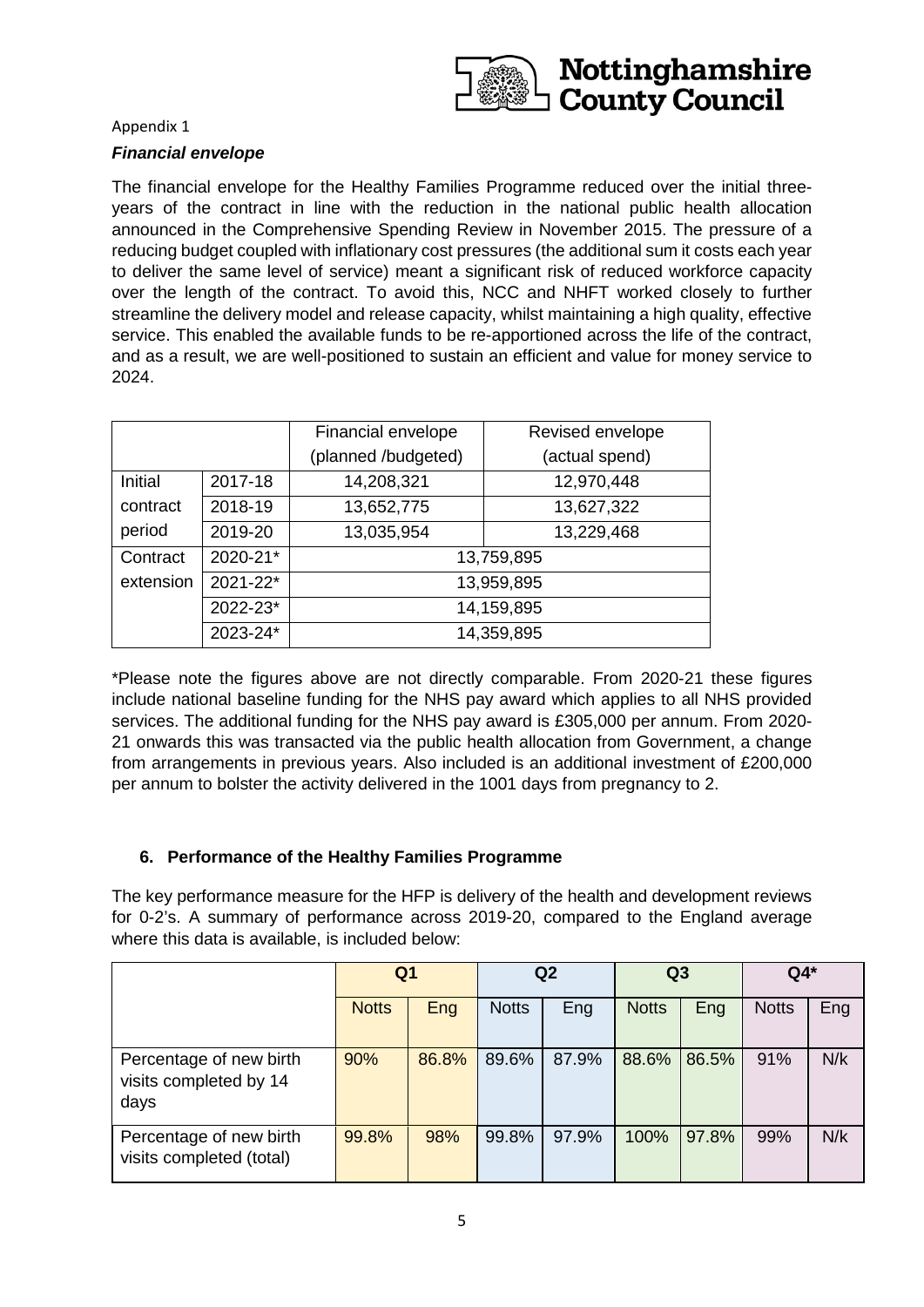Appendix 1

***Financial envelope***

The financial envelope for the Healthy Families Programme reduced over the initial three-years of the contract in line with the reduction in the national public health allocation announced in the Comprehensive Spending Review in November 2015. The pressure of a reducing budget coupled with inflationary cost pressures (the additional sum it costs each year to deliver the same level of service) meant a significant risk of reduced workforce capacity over the length of the contract. To avoid this, NCC and NHFT worked closely to further streamline the delivery model and release capacity, whilst maintaining a high quality, effective service. This enabled the available funds to be re-apportioned across the life of the contract, and as a result, we are well-positioned to sustain an efficient and value for money service to 2024.

| | | Financial envelope (planned /budgeted) | Revised envelope (actual spend) |
|---|---|---|---|
| Initial contract period | 2017-18 | 14,208,321 | 12,970,448 |
| | 2018-19 | 13,652,775 | 13,627,322 |
| | 2019-20 | 13,035,954 | 13,229,468 |
| Contract extension | 2020-21* | 13,759,895 | |
| | 2021-22* | 13,959,895 | |
| | 2022-23* | 14,159,895 | |
| | 2023-24* | 14,359,895 | |

*Please note the figures above are not directly comparable. From 2020-21 these figures include national baseline funding for the NHS pay award which applies to all NHS provided services. The additional funding for the NHS pay award is £305,000 per annum. From 2020-21 onwards this was transacted via the public health allocation from Government, a change from arrangements in previous years. Also included is an additional investment of £200,000 per annum to bolster the activity delivered in the 1001 days from pregnancy to 2.

## 6. Performance of the Healthy Families Programme

The key performance measure for the HFP is delivery of the health and development reviews for 0-2's. A summary of performance across 2019-20, compared to the England average where this data is available, is included below:

| | **Q1** | | **Q2** | | **Q3** | | **Q4*** | |
|---|---|---|---|---|---|---|---|---|
| | Notts | Eng | Notts | Eng | Notts | Eng | Notts | Eng |
| Percentage of new birth visits completed by 14 days | 90% | 86.8% | 89.6% | 87.9% | 88.6% | 86.5% | 91% | N/k |
| Percentage of new birth visits completed (total) | 99.8% | 98% | 99.8% | 97.9% | 100% | 97.8% | 99% | N/k |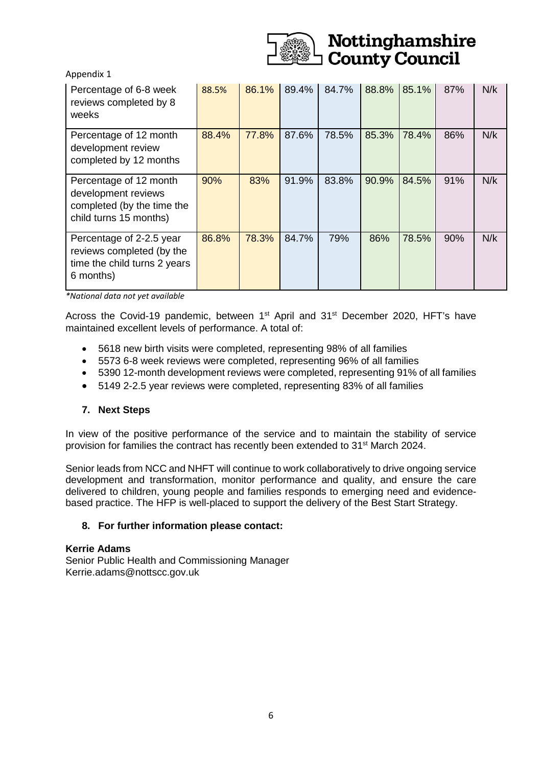Appendix 1

| | | | | | | | | |
|---|---|---|---|---|---|---|---|---|
| Percentage of 6-8 week reviews completed by 8 weeks | 88.5% | 86.1% | 89.4% | 84.7% | 88.8% | 85.1% | 87% | N/k |
| Percentage of 12 month development review completed by 12 months | 88.4% | 77.8% | 87.6% | 78.5% | 85.3% | 78.4% | 86% | N/k |
| Percentage of 12 month development reviews completed (by the time the child turns 15 months) | 90% | 83% | 91.9% | 83.8% | 90.9% | 84.5% | 91% | N/k |
| Percentage of 2-2.5 year reviews completed (by the time the child turns 2 years 6 months) | 86.8% | 78.3% | 84.7% | 79% | 86% | 78.5% | 90% | N/k |

*\*National data not yet available*

Across the Covid-19 pandemic, between 1st April and 31st December 2020, HFT's have maintained excellent levels of performance. A total of:

- 5618 new birth visits were completed, representing 98% of all families
- 5573 6-8 week reviews were completed, representing 96% of all families
- 5390 12-month development reviews were completed, representing 91% of all families
- 5149 2-2.5 year reviews were completed, representing 83% of all families

## 7. Next Steps

In view of the positive performance of the service and to maintain the stability of service provision for families the contract has recently been extended to 31st March 2024.

Senior leads from NCC and NHFT will continue to work collaboratively to drive ongoing service development and transformation, monitor performance and quality, and ensure the care delivered to children, young people and families responds to emerging need and evidence-based practice. The HFP is well-placed to support the delivery of the Best Start Strategy.

## 8. For further information please contact:

**Kerrie Adams**
Senior Public Health and Commissioning Manager
Kerrie.adams@nottscc.gov.uk